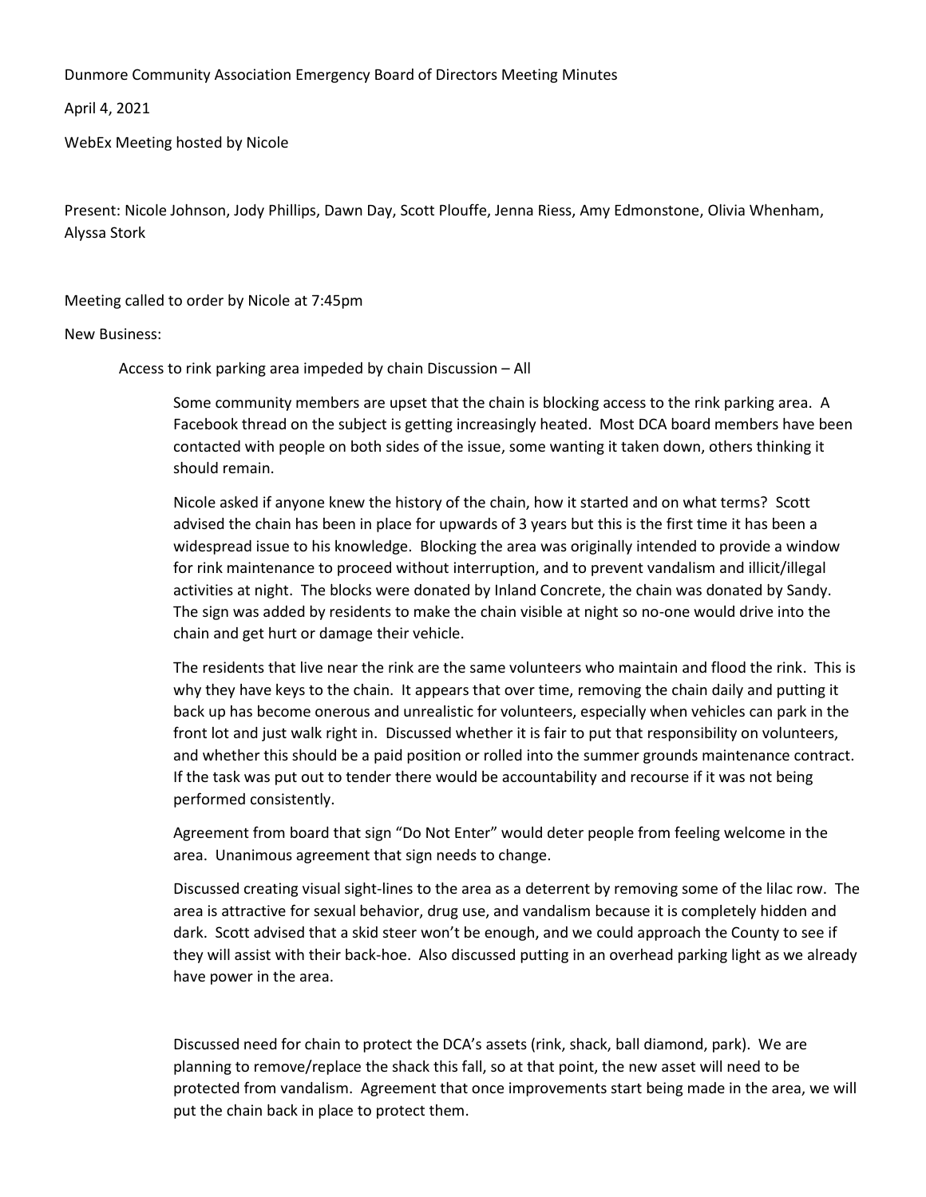Dunmore Community Association Emergency Board of Directors Meeting Minutes

April 4, 2021

WebEx Meeting hosted by Nicole

Present: Nicole Johnson, Jody Phillips, Dawn Day, Scott Plouffe, Jenna Riess, Amy Edmonstone, Olivia Whenham, Alyssa Stork

Meeting called to order by Nicole at 7:45pm

New Business:

Access to rink parking area impeded by chain Discussion – All

Some community members are upset that the chain is blocking access to the rink parking area. A Facebook thread on the subject is getting increasingly heated. Most DCA board members have been contacted with people on both sides of the issue, some wanting it taken down, others thinking it should remain.

Nicole asked if anyone knew the history of the chain, how it started and on what terms? Scott advised the chain has been in place for upwards of 3 years but this is the first time it has been a widespread issue to his knowledge. Blocking the area was originally intended to provide a window for rink maintenance to proceed without interruption, and to prevent vandalism and illicit/illegal activities at night. The blocks were donated by Inland Concrete, the chain was donated by Sandy. The sign was added by residents to make the chain visible at night so no-one would drive into the chain and get hurt or damage their vehicle.

The residents that live near the rink are the same volunteers who maintain and flood the rink. This is why they have keys to the chain. It appears that over time, removing the chain daily and putting it back up has become onerous and unrealistic for volunteers, especially when vehicles can park in the front lot and just walk right in. Discussed whether it is fair to put that responsibility on volunteers, and whether this should be a paid position or rolled into the summer grounds maintenance contract. If the task was put out to tender there would be accountability and recourse if it was not being performed consistently.

Agreement from board that sign "Do Not Enter" would deter people from feeling welcome in the area. Unanimous agreement that sign needs to change.

Discussed creating visual sight-lines to the area as a deterrent by removing some of the lilac row. The area is attractive for sexual behavior, drug use, and vandalism because it is completely hidden and dark. Scott advised that a skid steer won't be enough, and we could approach the County to see if they will assist with their back-hoe. Also discussed putting in an overhead parking light as we already have power in the area.

Discussed need for chain to protect the DCA's assets (rink, shack, ball diamond, park). We are planning to remove/replace the shack this fall, so at that point, the new asset will need to be protected from vandalism. Agreement that once improvements start being made in the area, we will put the chain back in place to protect them.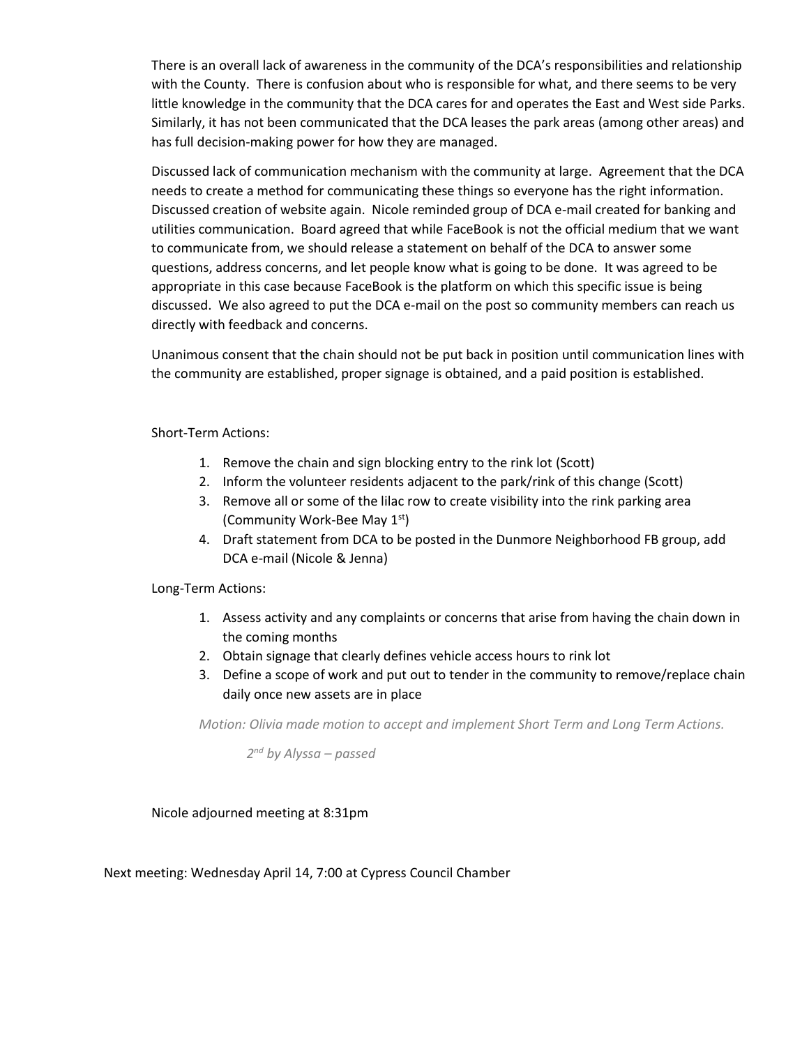There is an overall lack of awareness in the community of the DCA's responsibilities and relationship with the County. There is confusion about who is responsible for what, and there seems to be very little knowledge in the community that the DCA cares for and operates the East and West side Parks. Similarly, it has not been communicated that the DCA leases the park areas (among other areas) and has full decision-making power for how they are managed.

Discussed lack of communication mechanism with the community at large. Agreement that the DCA needs to create a method for communicating these things so everyone has the right information. Discussed creation of website again. Nicole reminded group of DCA e-mail created for banking and utilities communication. Board agreed that while FaceBook is not the official medium that we want to communicate from, we should release a statement on behalf of the DCA to answer some questions, address concerns, and let people know what is going to be done. It was agreed to be appropriate in this case because FaceBook is the platform on which this specific issue is being discussed. We also agreed to put the DCA e-mail on the post so community members can reach us directly with feedback and concerns.

Unanimous consent that the chain should not be put back in position until communication lines with the community are established, proper signage is obtained, and a paid position is established.

Short-Term Actions:

1. Remove the chain and sign blocking entry to the rink lot (Scott)
2. Inform the volunteer residents adjacent to the park/rink of this change (Scott)
3. Remove all or some of the lilac row to create visibility into the rink parking area (Community Work-Bee May 1st)
4. Draft statement from DCA to be posted in the Dunmore Neighborhood FB group, add DCA e-mail (Nicole & Jenna)

Long-Term Actions:

1. Assess activity and any complaints or concerns that arise from having the chain down in the coming months
2. Obtain signage that clearly defines vehicle access hours to rink lot
3. Define a scope of work and put out to tender in the community to remove/replace chain daily once new assets are in place

*Motion: Olivia made motion to accept and implement Short Term and Long Term Actions.*

*2nd by Alyssa – passed*

Nicole adjourned meeting at 8:31pm

Next meeting: Wednesday April 14, 7:00 at Cypress Council Chamber